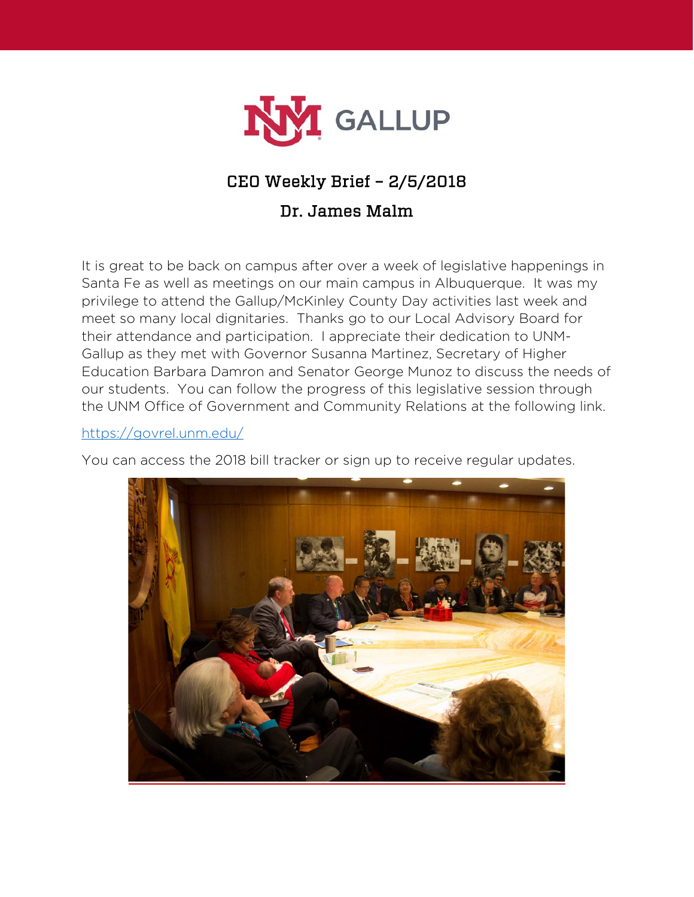# CEO Weekly Brief – 2/5/2018

## Dr. James Malm

It is great to be back on campus after over a week of legislative happenings in Santa Fe as well as meetings on our main campus in Albuquerque. It was my privilege to attend the Gallup/McKinley County Day activities last week and meet so many local dignitaries. Thanks go to our Local Advisory Board for their attendance and participation. I appreciate their dedication to UNM-Gallup as they met with Governor Susanna Martinez, Secretary of Higher Education Barbara Damron and Senator George Munoz to discuss the needs of our students. You can follow the progress of this legislative session through the UNM Office of Government and Community Relations at the following link.

https://govrel.unm.edu/

You can access the 2018 bill tracker or sign up to receive regular updates.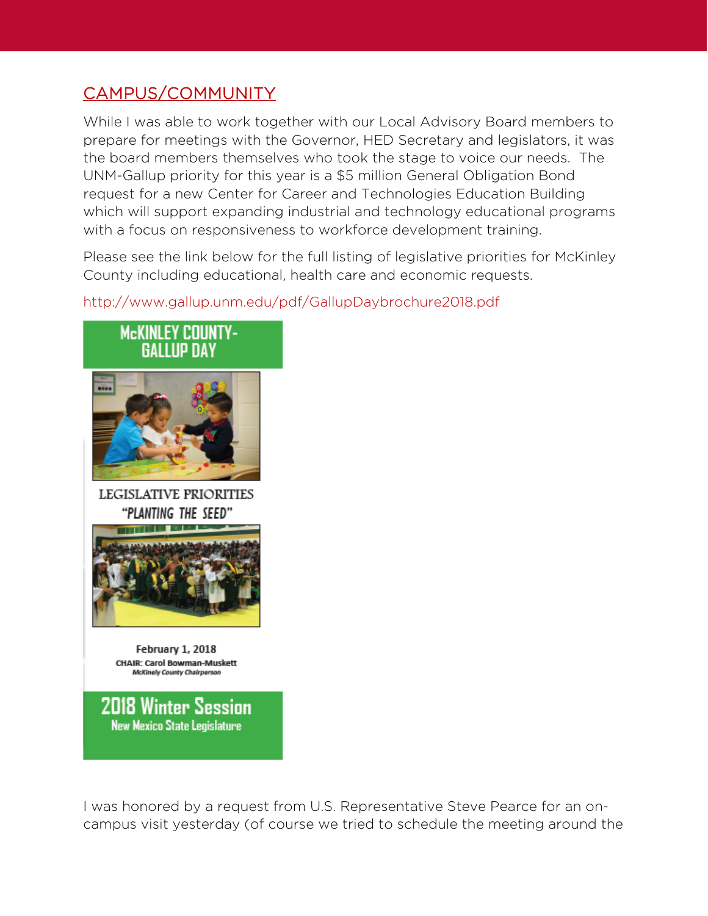## CAMPUS/COMMUNITY

While I was able to work together with our Local Advisory Board members to prepare for meetings with the Governor, HED Secretary and legislators, it was the board members themselves who took the stage to voice our needs. The UNM-Gallup priority for this year is a $5 million General Obligation Bond request for a new Center for Career and Technologies Education Building which will support expanding industrial and technology educational programs with a focus on responsiveness to workforce development training.

Please see the link below for the full listing of legislative priorities for McKinley County including educational, health care and economic requests.

http://www.gallup.unm.edu/pdf/GallupDaybrochure2018.pdf

McKINLEY COUNTY-GALLUP DAY

LEGISLATIVE PRIORITIES
"PLANTING THE SEED"

February 1, 2018
CHAIR: Carol Bowman-Muskett
*McKinely County Chairperson*

2018 Winter Session
New Mexico State Legislature

I was honored by a request from U.S. Representative Steve Pearce for an on-campus visit yesterday (of course we tried to schedule the meeting around the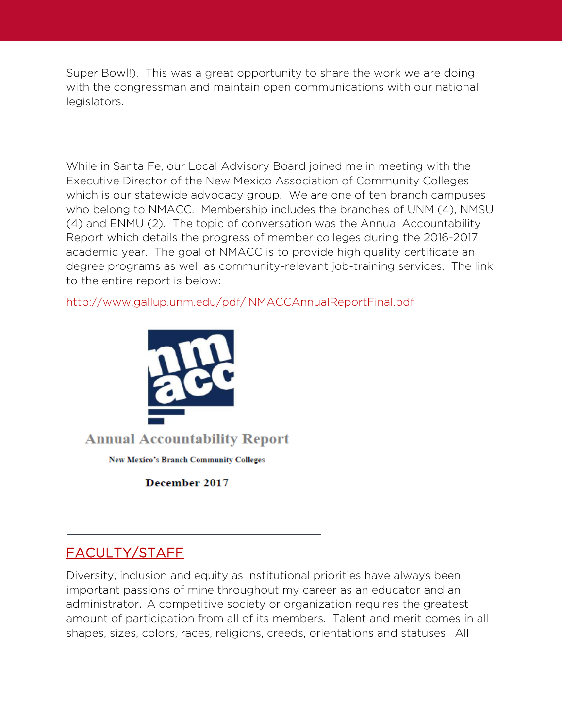Super Bowl!). This was a great opportunity to share the work we are doing with the congressman and maintain open communications with our national legislators.

While in Santa Fe, our Local Advisory Board joined me in meeting with the Executive Director of the New Mexico Association of Community Colleges which is our statewide advocacy group. We are one of ten branch campuses who belong to NMACC. Membership includes the branches of UNM (4), NMSU (4) and ENMU (2). The topic of conversation was the Annual Accountability Report which details the progress of member colleges during the 2016-2017 academic year. The goal of NMACC is to provide high quality certificate an degree programs as well as community-relevant job-training services. The link to the entire report is below:

http://www.gallup.unm.edu/pdf/ NMACCAnnualReportFinal.pdf

nm acc

Annual Accountability Report

New Mexico's Branch Community Colleges

December 2017

## FACULTY/STAFF

Diversity, inclusion and equity as institutional priorities have always been important passions of mine throughout my career as an educator and an administrator. A competitive society or organization requires the greatest amount of participation from all of its members. Talent and merit comes in all shapes, sizes, colors, races, religions, creeds, orientations and statuses. All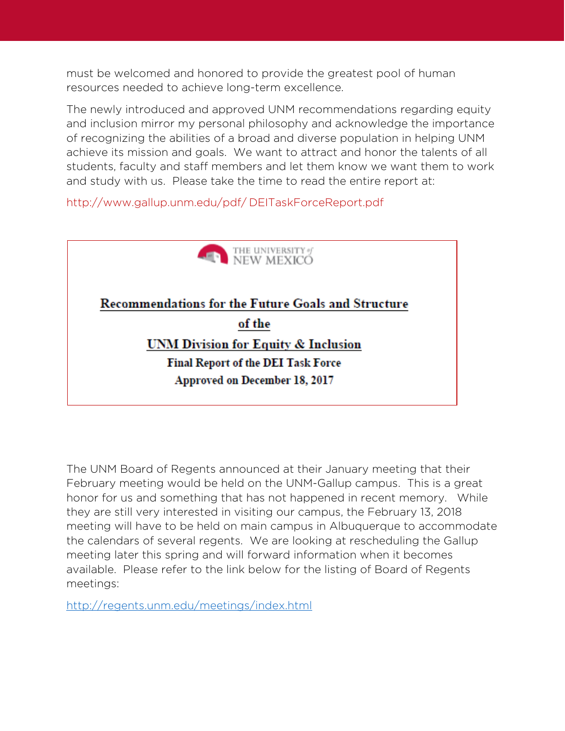must be welcomed and honored to provide the greatest pool of human resources needed to achieve long-term excellence.

The newly introduced and approved UNM recommendations regarding equity and inclusion mirror my personal philosophy and acknowledge the importance of recognizing the abilities of a broad and diverse population in helping UNM achieve its mission and goals. We want to attract and honor the talents of all students, faculty and staff members and let them know we want them to work and study with us. Please take the time to read the entire report at:

http://www.gallup.unm.edu/pdf/ DEITaskForceReport.pdf

THE UNIVERSITY of NEW MEXICO

**Recommendations for the Future Goals and Structure of the UNM Division for Equity & Inclusion**

**Final Report of the DEI Task Force**

**Approved on December 18, 2017**

The UNM Board of Regents announced at their January meeting that their February meeting would be held on the UNM-Gallup campus. This is a great honor for us and something that has not happened in recent memory. While they are still very interested in visiting our campus, the February 13, 2018 meeting will have to be held on main campus in Albuquerque to accommodate the calendars of several regents. We are looking at rescheduling the Gallup meeting later this spring and will forward information when it becomes available. Please refer to the link below for the listing of Board of Regents meetings:

http://regents.unm.edu/meetings/index.html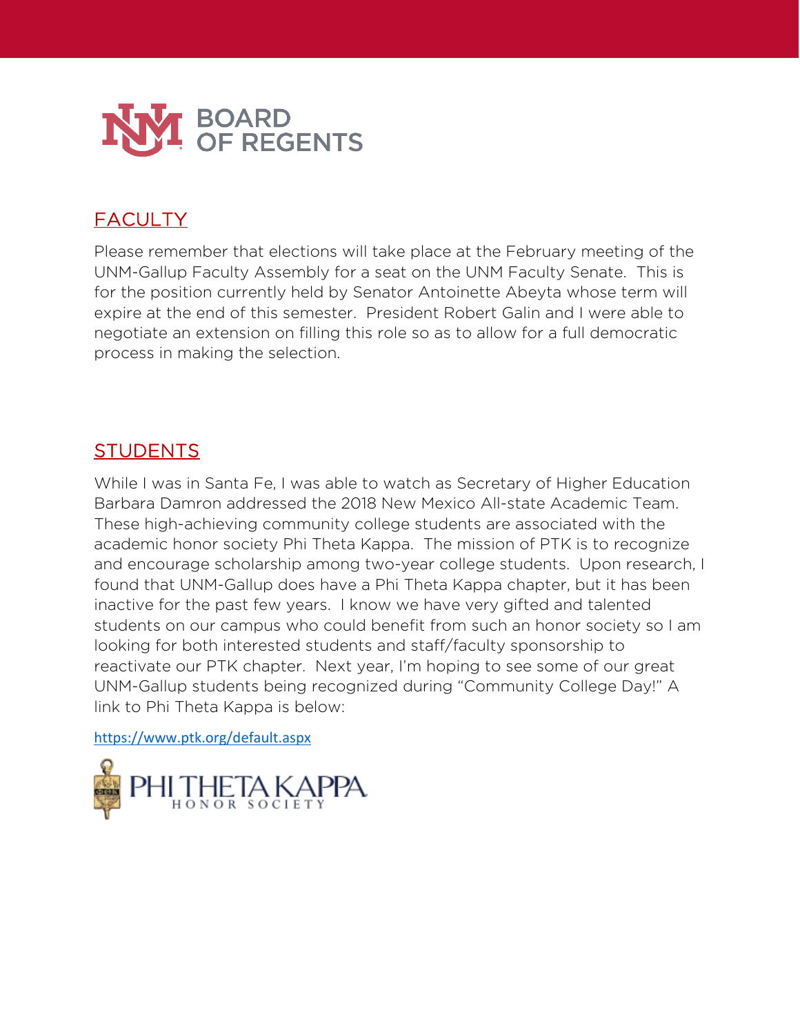## FACULTY

Please remember that elections will take place at the February meeting of the UNM-Gallup Faculty Assembly for a seat on the UNM Faculty Senate. This is for the position currently held by Senator Antoinette Abeyta whose term will expire at the end of this semester. President Robert Galin and I were able to negotiate an extension on filling this role so as to allow for a full democratic process in making the selection.

## STUDENTS

While I was in Santa Fe, I was able to watch as Secretary of Higher Education Barbara Damron addressed the 2018 New Mexico All-state Academic Team. These high-achieving community college students are associated with the academic honor society Phi Theta Kappa. The mission of PTK is to recognize and encourage scholarship among two-year college students. Upon research, I found that UNM-Gallup does have a Phi Theta Kappa chapter, but it has been inactive for the past few years. I know we have very gifted and talented students on our campus who could benefit from such an honor society so I am looking for both interested students and staff/faculty sponsorship to reactivate our PTK chapter. Next year, I'm hoping to see some of our great UNM-Gallup students being recognized during "Community College Day!" A link to Phi Theta Kappa is below:

https://www.ptk.org/default.aspx